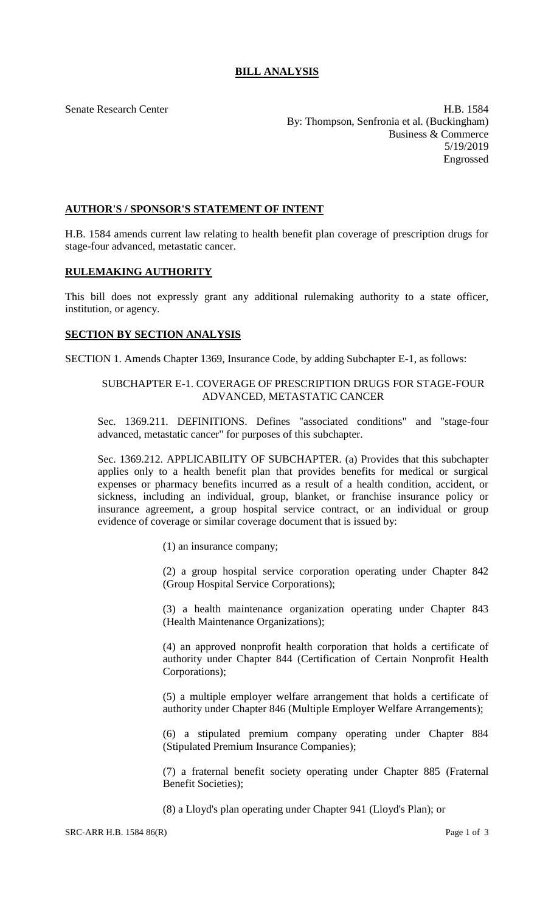# BILL ANALYSIS

Senate Research Center

H.B. 1584
By: Thompson, Senfronia et al. (Buckingham)
Business & Commerce
5/19/2019
Engrossed

## AUTHOR'S / SPONSOR'S STATEMENT OF INTENT

H.B. 1584 amends current law relating to health benefit plan coverage of prescription drugs for stage-four advanced, metastatic cancer.

## RULEMAKING AUTHORITY

This bill does not expressly grant any additional rulemaking authority to a state officer, institution, or agency.

## SECTION BY SECTION ANALYSIS

SECTION 1. Amends Chapter 1369, Insurance Code, by adding Subchapter E-1, as follows:

SUBCHAPTER E-1. COVERAGE OF PRESCRIPTION DRUGS FOR STAGE-FOUR ADVANCED, METASTATIC CANCER

Sec. 1369.211. DEFINITIONS. Defines "associated conditions" and "stage-four advanced, metastatic cancer" for purposes of this subchapter.

Sec. 1369.212. APPLICABILITY OF SUBCHAPTER. (a) Provides that this subchapter applies only to a health benefit plan that provides benefits for medical or surgical expenses or pharmacy benefits incurred as a result of a health condition, accident, or sickness, including an individual, group, blanket, or franchise insurance policy or insurance agreement, a group hospital service contract, or an individual or group evidence of coverage or similar coverage document that is issued by:

(1) an insurance company;

(2) a group hospital service corporation operating under Chapter 842 (Group Hospital Service Corporations);

(3) a health maintenance organization operating under Chapter 843 (Health Maintenance Organizations);

(4) an approved nonprofit health corporation that holds a certificate of authority under Chapter 844 (Certification of Certain Nonprofit Health Corporations);

(5) a multiple employer welfare arrangement that holds a certificate of authority under Chapter 846 (Multiple Employer Welfare Arrangements);

(6) a stipulated premium company operating under Chapter 884 (Stipulated Premium Insurance Companies);

(7) a fraternal benefit society operating under Chapter 885 (Fraternal Benefit Societies);

(8) a Lloyd's plan operating under Chapter 941 (Lloyd's Plan); or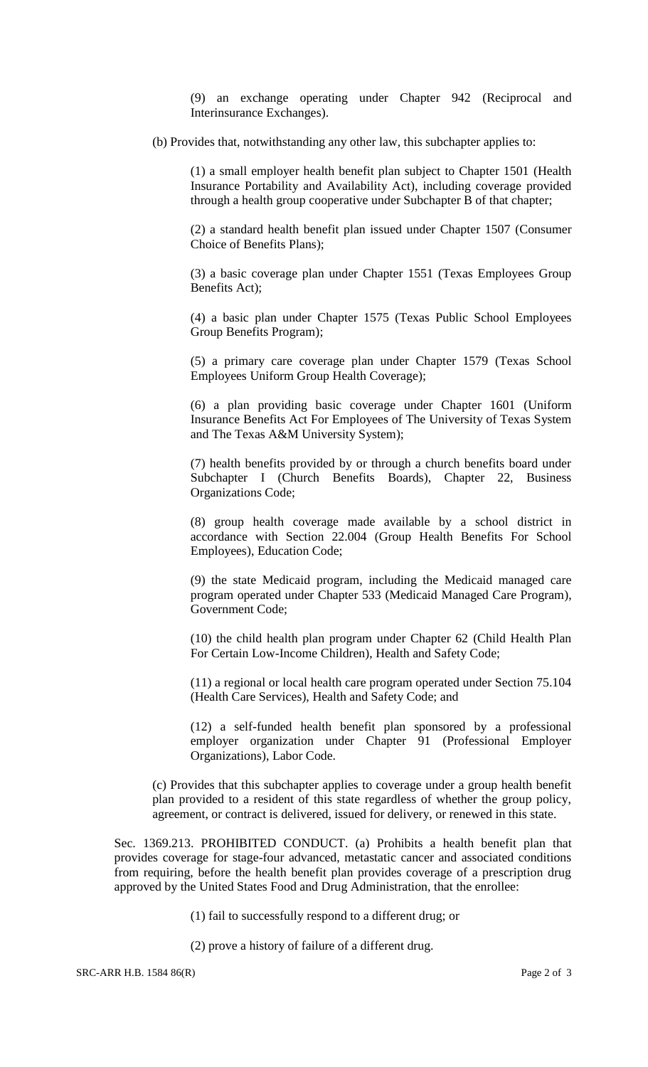(9) an exchange operating under Chapter 942 (Reciprocal and Interinsurance Exchanges).

(b) Provides that, notwithstanding any other law, this subchapter applies to:

(1) a small employer health benefit plan subject to Chapter 1501 (Health Insurance Portability and Availability Act), including coverage provided through a health group cooperative under Subchapter B of that chapter;

(2) a standard health benefit plan issued under Chapter 1507 (Consumer Choice of Benefits Plans);

(3) a basic coverage plan under Chapter 1551 (Texas Employees Group Benefits Act);

(4) a basic plan under Chapter 1575 (Texas Public School Employees Group Benefits Program);

(5) a primary care coverage plan under Chapter 1579 (Texas School Employees Uniform Group Health Coverage);

(6) a plan providing basic coverage under Chapter 1601 (Uniform Insurance Benefits Act For Employees of The University of Texas System and The Texas A&M University System);

(7) health benefits provided by or through a church benefits board under Subchapter I (Church Benefits Boards), Chapter 22, Business Organizations Code;

(8) group health coverage made available by a school district in accordance with Section 22.004 (Group Health Benefits For School Employees), Education Code;

(9) the state Medicaid program, including the Medicaid managed care program operated under Chapter 533 (Medicaid Managed Care Program), Government Code;

(10) the child health plan program under Chapter 62 (Child Health Plan For Certain Low-Income Children), Health and Safety Code;

(11) a regional or local health care program operated under Section 75.104 (Health Care Services), Health and Safety Code; and

(12) a self-funded health benefit plan sponsored by a professional employer organization under Chapter 91 (Professional Employer Organizations), Labor Code.

(c) Provides that this subchapter applies to coverage under a group health benefit plan provided to a resident of this state regardless of whether the group policy, agreement, or contract is delivered, issued for delivery, or renewed in this state.

Sec. 1369.213. PROHIBITED CONDUCT. (a) Prohibits a health benefit plan that provides coverage for stage-four advanced, metastatic cancer and associated conditions from requiring, before the health benefit plan provides coverage of a prescription drug approved by the United States Food and Drug Administration, that the enrollee:

(1) fail to successfully respond to a different drug; or

(2) prove a history of failure of a different drug.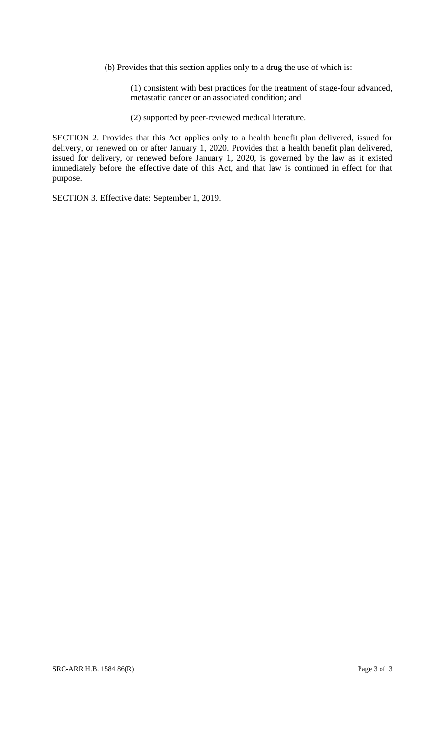(b) Provides that this section applies only to a drug the use of which is:

(1) consistent with best practices for the treatment of stage-four advanced, metastatic cancer or an associated condition; and

(2) supported by peer-reviewed medical literature.

SECTION 2. Provides that this Act applies only to a health benefit plan delivered, issued for delivery, or renewed on or after January 1, 2020. Provides that a health benefit plan delivered, issued for delivery, or renewed before January 1, 2020, is governed by the law as it existed immediately before the effective date of this Act, and that law is continued in effect for that purpose.

SECTION 3. Effective date: September 1, 2019.